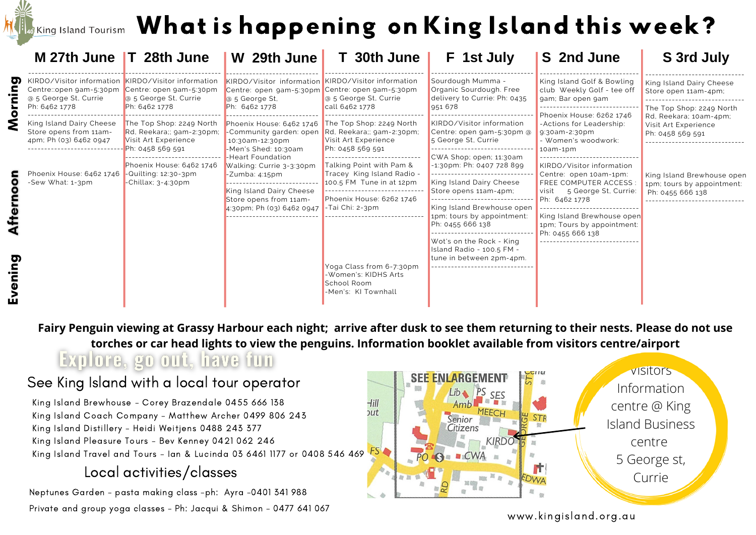King Island Tourism

# What is happening on King Island this week?

| | M 27th June | T 28th June | W 29th June | T 30th June | F 1st July | S 2nd June | S 3rd July |
|---|---|---|---|---|---|---|---|
| Morning | KIRDO/Visitor information Centre::open 9am-5:30pm @ 5 George St, Currie Ph: 6462 1778 | KIRDO/Visitor information Centre: open 9am-5:30pm @ 5 George St, Currie Ph: 6462 1778 | KIRDO/Visitor information Centre: open 9am-5:30pm @ 5 George St, Ph: 6462 1778 | KIRDO/Visitor information Centre: open 9am-5:30pm @ 5 George St, Currie call 6462 1778 | Sourdough Mumma - Organic Sourdough. Free delivery to Currie: Ph: 0435 951 678 | King Island Golf & Bowling club Weekly Golf - tee off 9am; Bar open 9am | King Island Dairy Cheese Store open 11am-4pm; |
| | King Island Dairy Cheese Store opens from 11am-4pm; Ph (03) 6462 0947 | The Top Shop: 2249 North Rd, Reekara;; 9am-2:30pm; Visit Art Experience Ph: 0458 569 591 | Phoenix House: 6462 1746 -Community garden: open 10:30am-12:30pm -Men's Shed: 10:30am -Heart Foundation Walking: Currie 3-3:30pm -Zumba: 4:15pm | The Top Shop: 2249 North Rd, Reekara;; 9am-2:30pm; Visit Art Experience Ph: 0458 569 591 | KIRDO/Visitor information Centre: open 9am-5:30pm @ 5 George St, Currie | Phoenix House: 6262 1746 -Actions for Leadership: 9:30am-2:30pm - Women's woodwork: 10am-1pm | The Top Shop: 2249 North Rd, Reekara; 10am-4pm; Visit Art Experience Ph: 0458 569 591 |
| Afternoon | Phoenix House: 6462 1746 -Sew What: 1-3pm | Phoenix House: 6462 1746 -Quilting: 12:30-3pm -Chillax: 3-4:30pm | King Island Dairy Cheese Store opens from 11am-4:30pm; Ph (03) 6462 0947 | Talking Point with Pam & Tracey King Island Radio - 100.5 FM Tune in at 12pm | CWA Shop; open; 11:30am -1:30pm: Ph: 0407 728 899 | KIRDO/Visitor information Centre: open 10am-1pm: FREE COMPUTER ACCESS : visit 5 George St, Currie: Ph: 6462 1778 | King Island Brewhouse open 1pm; tours by appointment: Ph: 0455 666 138 |
| | | | | Phoenix House: 6262 1746 -Tai Chi: 2-3pm | King Island Dairy Cheese Store opens 11am-4pm; | King Island Brewhouse open 1pm; Tours by appointment: Ph: 0455 666 138 | |
| | | | | | King Island Brewhouse open 1pm; tours by appointment: Ph: 0455 666 138 | | |
| | | | | | Wot's on the Rock - King Island Radio - 100.5 FM - tune in between 2pm-4pm. | | |
| Evening | | | | Yoga Class from 6-7:30pm -Women's: KIDHS Arts School Room -Men's: KI Townhall | | | |

**Fairy Penguin viewing at Grassy Harbour each night; arrive after dusk to see them returning to their nests. Please do not use torches or car head lights to view the penguins. Information booklet available from visitors centre/airport**

## Explore, go out, have fun

### See King Island with a local tour operator

- King Island Brewhouse - Corey Brazendale 0455 666 138
- King Island Coach Company - Matthew Archer 0499 806 243
- King Island Distillery - Heidi Weitjens 0488 243 377
- King Island Pleasure Tours - Bev Kenney 0421 062 246
- King Island Travel and Tours - Ian & Lucinda 03 6461 1177 or 0408 546 469

### Local activities/classes

- Neptunes Garden - pasta making class -ph: Ayra -0401 341 988
- Private and group yoga classes - Ph: Jacqui & Shimon - 0477 641 067

SEE ENLARGEMENT

Lib, PS, SES, Amb, MEECH, Senior Citizens, KIRDO, GEORGE, STR, PO, CWA, RD, EDWA, FS

Visitors Information centre @ King Island Business centre 5 George st, Currie

www.kingisland.org.au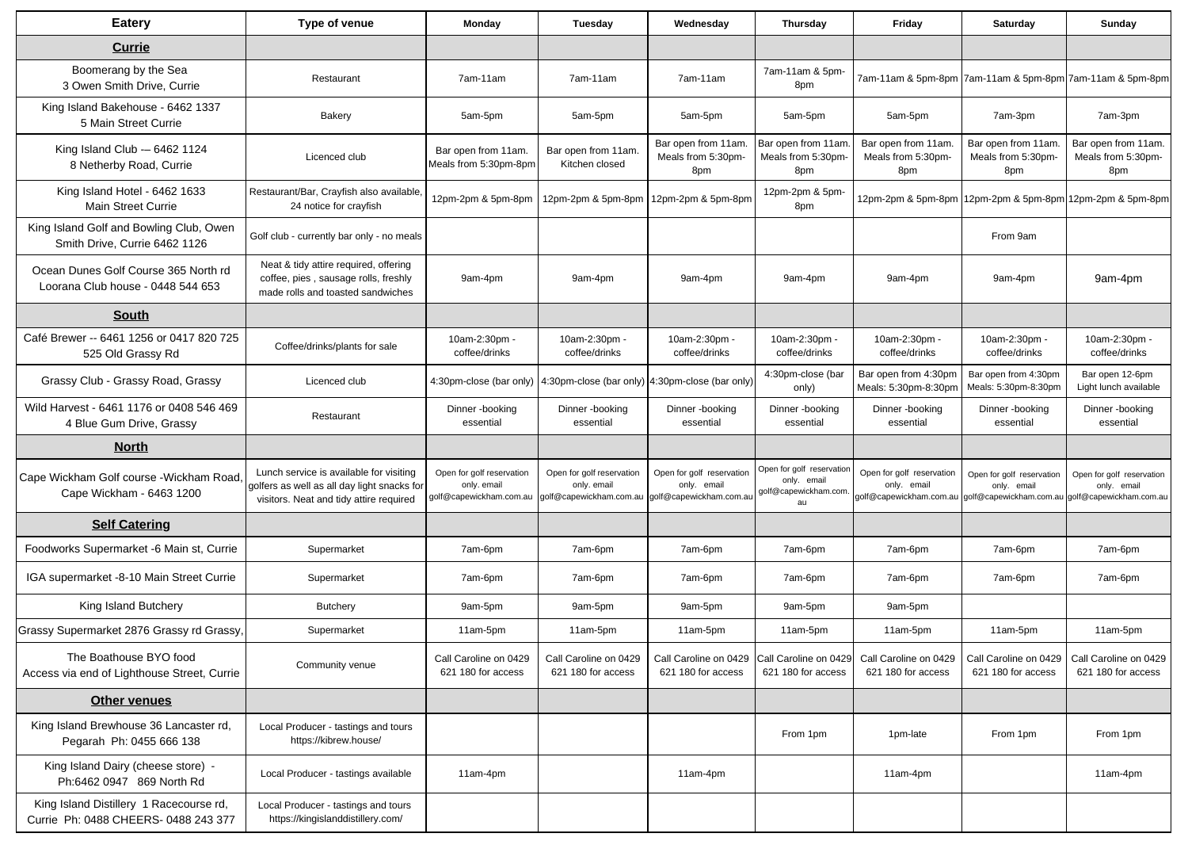| Eatery | Type of venue | Monday | Tuesday | Wednesday | Thursday | Friday | Saturday | Sunday |
|---|---|---|---|---|---|---|---|---|
| **Currie** | | | | | | | | |
| Boomerang by the Sea 3 Owen Smith Drive, Currie | Restaurant | 7am-11am | 7am-11am | 7am-11am | 7am-11am & 5pm-8pm | 7am-11am & 5pm-8pm | 7am-11am & 5pm-8pm | 7am-11am & 5pm-8pm |
| King Island Bakehouse - 6462 1337 5 Main Street Currie | Bakery | 5am-5pm | 5am-5pm | 5am-5pm | 5am-5pm | 5am-5pm | 7am-3pm | 7am-3pm |
| King Island Club -– 6462 1124 8 Netherby Road, Currie | Licenced club | Bar open from 11am. Meals from 5:30pm-8pm | Bar open from 11am. Kitchen closed | Bar open from 11am. Meals from 5:30pm-8pm | Bar open from 11am. Meals from 5:30pm-8pm | Bar open from 11am. Meals from 5:30pm-8pm | Bar open from 11am. Meals from 5:30pm-8pm | Bar open from 11am. Meals from 5:30pm-8pm |
| King Island Hotel - 6462 1633 Main Street Currie | Restaurant/Bar, Crayfish also available, 24 notice for crayfish | 12pm-2pm & 5pm-8pm | 12pm-2pm & 5pm-8pm | 12pm-2pm & 5pm-8pm | 12pm-2pm & 5pm-8pm | 12pm-2pm & 5pm-8pm | 12pm-2pm & 5pm-8pm | 12pm-2pm & 5pm-8pm |
| King Island Golf and Bowling Club, Owen Smith Drive, Currie 6462 1126 | Golf club - currently bar only - no meals | | | | | | From 9am | |
| Ocean Dunes Golf Course 365 North rd Loorana Club house - 0448 544 653 | Neat & tidy attire required, offering coffee, pies , sausage rolls, freshly made rolls and toasted sandwiches | 9am-4pm | 9am-4pm | 9am-4pm | 9am-4pm | 9am-4pm | 9am-4pm | 9am-4pm |
| **South** | | | | | | | | |
| Café Brewer -- 6461 1256 or 0417 820 725 525 Old Grassy Rd | Coffee/drinks/plants for sale | 10am-2:30pm - coffee/drinks | 10am-2:30pm - coffee/drinks | 10am-2:30pm - coffee/drinks | 10am-2:30pm - coffee/drinks | 10am-2:30pm - coffee/drinks | 10am-2:30pm - coffee/drinks | 10am-2:30pm - coffee/drinks |
| Grassy Club - Grassy Road, Grassy | Licenced club | 4:30pm-close (bar only) | 4:30pm-close (bar only) | 4:30pm-close (bar only) | 4:30pm-close (bar only) | Bar open from 4:30pm Meals: 5:30pm-8:30pm | Bar open from 4:30pm Meals: 5:30pm-8:30pm | Bar open 12-6pm Light lunch available |
| Wild Harvest - 6461 1176 or 0408 546 469 4 Blue Gum Drive, Grassy | Restaurant | Dinner -booking essential | Dinner -booking essential | Dinner -booking essential | Dinner -booking essential | Dinner -booking essential | Dinner -booking essential | Dinner -booking essential |
| **North** | | | | | | | | |
| Cape Wickham Golf course -Wickham Road, Cape Wickham - 6463 1200 | Lunch service is available for visiting golfers as well as all day light snacks for visitors. Neat and tidy attire required | Open for golf reservation only. email golf@capewickham.com.au | Open for golf reservation only. email golf@capewickham.com.au | Open for golf reservation only. email golf@capewickham.com.au | Open for golf reservation only. email golf@capewickham.com.au | Open for golf reservation only. email golf@capewickham.com.au | Open for golf reservation only. email golf@capewickham.com.au | Open for golf reservation only. email golf@capewickham.com.au |
| **Self Catering** | | | | | | | | |
| Foodworks Supermarket -6 Main st, Currie | Supermarket | 7am-6pm | 7am-6pm | 7am-6pm | 7am-6pm | 7am-6pm | 7am-6pm | 7am-6pm |
| IGA supermarket -8-10 Main Street Currie | Supermarket | 7am-6pm | 7am-6pm | 7am-6pm | 7am-6pm | 7am-6pm | 7am-6pm | 7am-6pm |
| King Island Butchery | Butchery | 9am-5pm | 9am-5pm | 9am-5pm | 9am-5pm | 9am-5pm | | |
| Grassy Supermarket 2876 Grassy rd Grassy, | Supermarket | 11am-5pm | 11am-5pm | 11am-5pm | 11am-5pm | 11am-5pm | 11am-5pm | 11am-5pm |
| The Boathouse BYO food Access via end of Lighthouse Street, Currie | Community venue | Call Caroline on 0429 621 180 for access | Call Caroline on 0429 621 180 for access | Call Caroline on 0429 621 180 for access | Call Caroline on 0429 621 180 for access | Call Caroline on 0429 621 180 for access | Call Caroline on 0429 621 180 for access | Call Caroline on 0429 621 180 for access |
| **Other venues** | | | | | | | | |
| King Island Brewhouse 36 Lancaster rd, Pegarah Ph: 0455 666 138 | Local Producer - tastings and tours https://kibrew.house/ | | | | From 1pm | 1pm-late | From 1pm | From 1pm |
| King Island Dairy (cheese store) - Ph:6462 0947 869 North Rd | Local Producer - tastings available | 11am-4pm | | 11am-4pm | | 11am-4pm | | 11am-4pm |
| King Island Distillery 1 Racecourse rd, Currie Ph: 0488 CHEERS- 0488 243 377 | Local Producer - tastings and tours https://kingislanddistillery.com/ | | | | | | | |